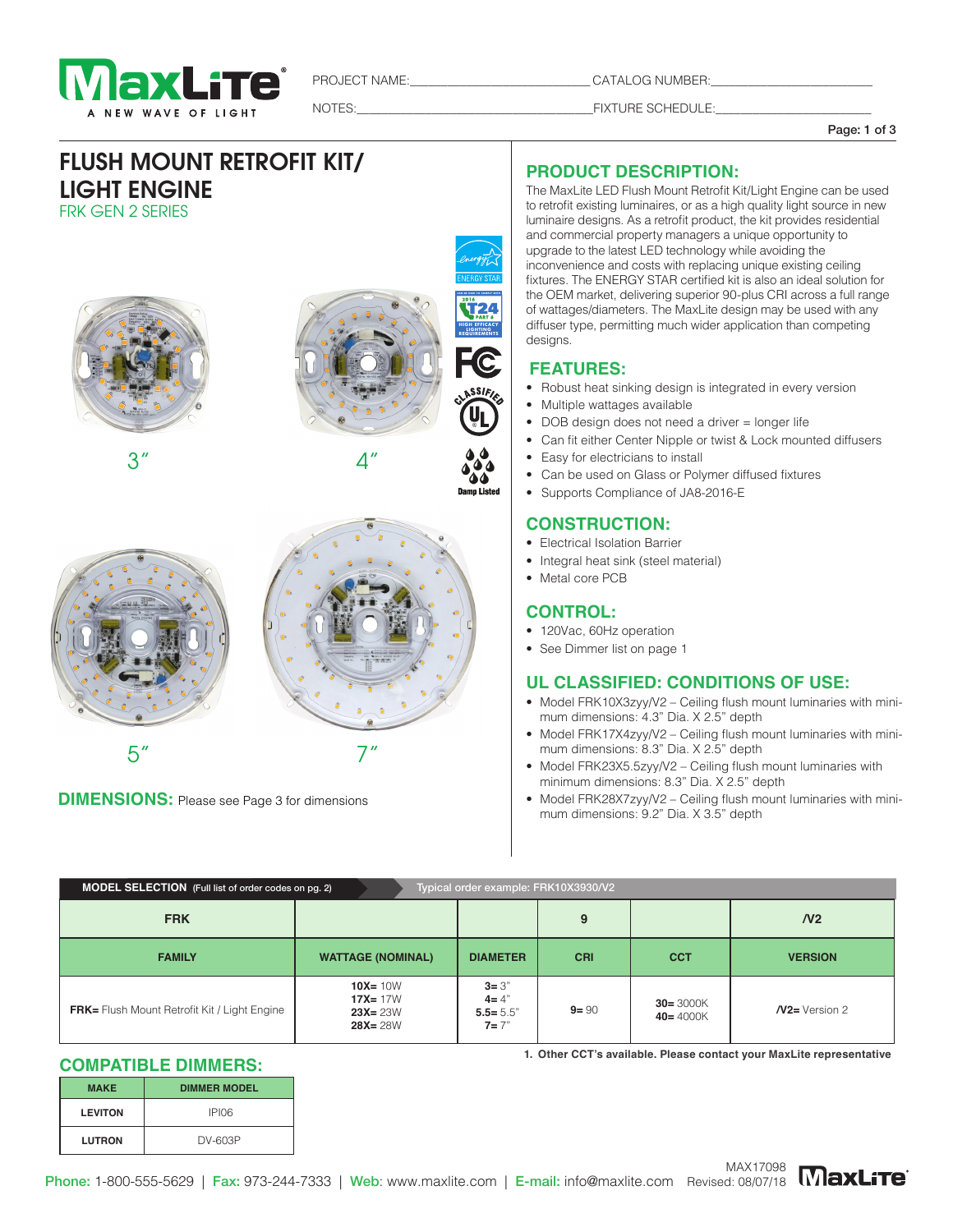PROJECT NAME:\_\_\_\_\_\_\_\_\_\_\_\_ CATALOG NUMBER:\_\_\_\_\_\_\_\_\_\_\_\_

NOTES:\_\_\_\_\_\_\_\_\_\_\_\_ FIXTURE SCHEDULE:\_\_\_\_\_\_\_\_\_\_\_\_

# FLUSH MOUNT RETROFIT KIT/ LIGHT ENGINE

FRK GEN 2 SERIES

3″ 4″ 5″ 7″

## DIMENSIONS: Please see Page 3 for dimensions

## PRODUCT DESCRIPTION:

The MaxLite LED Flush Mount Retrofit Kit/Light Engine can be used to retrofit existing luminaires, or as a high quality light source in new luminaire designs. As a retrofit product, the kit provides residential and commercial property managers a unique opportunity to upgrade to the latest LED technology while avoiding the inconvenience and costs with replacing unique existing ceiling fixtures. The ENERGY STAR certified kit is also an ideal solution for the OEM market, delivering superior 90-plus CRI across a full range of wattages/diameters. The MaxLite design may be used with any diffuser type, permitting much wider application than competing designs.

## FEATURES:

- Robust heat sinking design is integrated in every version
- Multiple wattages available
- DOB design does not need a driver = longer life
- Can fit either Center Nipple or twist & Lock mounted diffusers
- Easy for electricians to install
- Can be used on Glass or Polymer diffused fixtures
- Supports Compliance of JA8-2016-E

## CONSTRUCTION:

- Electrical Isolation Barrier
- Integral heat sink (steel material)
- Metal core PCB

## CONTROL:

- 120Vac, 60Hz operation
- See Dimmer list on page 1

## UL CLASSIFIED: CONDITIONS OF USE:

- Model FRK10X3zyy/V2 – Ceiling flush mount luminaries with minimum dimensions: 4.3" Dia. X 2.5" depth
- Model FRK17X4zyy/V2 – Ceiling flush mount luminaries with minimum dimensions: 8.3" Dia. X 2.5" depth
- Model FRK23X5.5zyy/V2 – Ceiling flush mount luminaries with minimum dimensions: 8.3" Dia. X 2.5" depth
- Model FRK28X7zyy/V2 – Ceiling flush mount luminaries with minimum dimensions: 9.2" Dia. X 3.5" depth

## MODEL SELECTION (Full list of order codes on pg. 2)

Typical order example: FRK10X3930/V2

| FRK | | | 9 | | /V2 |
|---|---|---|---|---|---|
| FAMILY | WATTAGE (NOMINAL) | DIAMETER | CRI | CCT | VERSION |
| **FRK=** Flush Mount Retrofit Kit / Light Engine | **10X=** 10W<br>**17X=** 17W<br>**23X=** 23W<br>**28X=** 28W | **3=** 3"<br>**4=** 4"<br>**5.5=** 5.5"<br>**7=** 7" | **9=** 90 | **30=** 3000K<br>**40=** 4000K | **/V2=** Version 2 |

1. Other CCT's available. Please contact your MaxLite representative

## COMPATIBLE DIMMERS:

| MAKE | DIMMER MODEL |
|---|---|
| LEVITON | IPI06 |
| LUTRON | DV-603P |

Phone: 1-800-555-5629 | Fax: 973-244-7333 | Web: www.maxlite.com | E-mail: info@maxlite.com

MAX17098 Revised: 08/07/18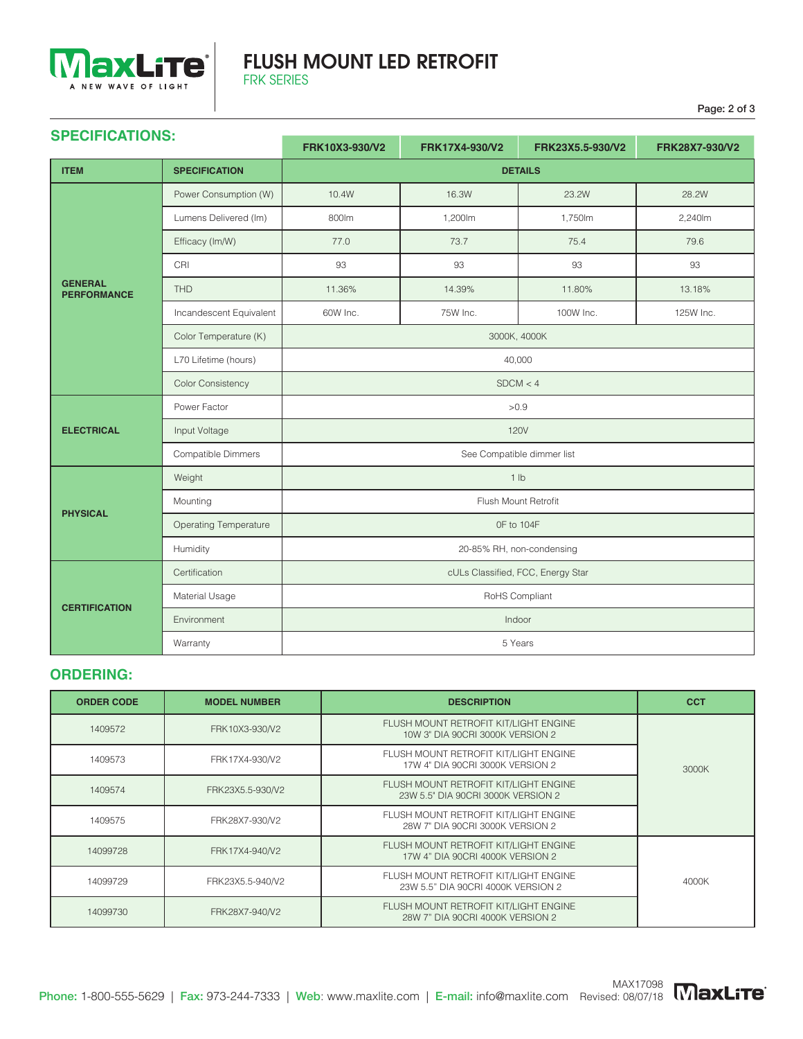# FLUSH MOUNT LED RETROFIT

FRK SERIES

## SPECIFICATIONS:

| ITEM | SPECIFICATION | FRK10X3-930/V2 | FRK17X4-930/V2 | FRK23X5.5-930/V2 | FRK28X7-930/V2 |
|---|---|---|---|---|---|
| | | DETAILS | | | |
| GENERAL PERFORMANCE | Power Consumption (W) | 10.4W | 16.3W | 23.2W | 28.2W |
| | Lumens Delivered (lm) | 800lm | 1,200lm | 1,750lm | 2,240lm |
| | Efficacy (lm/W) | 77.0 | 73.7 | 75.4 | 79.6 |
| | CRI | 93 | 93 | 93 | 93 |
| | THD | 11.36% | 14.39% | 11.80% | 13.18% |
| | Incandescent Equivalent | 60W Inc. | 75W Inc. | 100W Inc. | 125W Inc. |
| | Color Temperature (K) | 3000K, 4000K | | | |
| | L70 Lifetime (hours) | 40,000 | | | |
| | Color Consistency | SDCM < 4 | | | |
| ELECTRICAL | Power Factor | >0.9 | | | |
| | Input Voltage | 120V | | | |
| | Compatible Dimmers | See Compatible dimmer list | | | |
| PHYSICAL | Weight | 1 lb | | | |
| | Mounting | Flush Mount Retrofit | | | |
| | Operating Temperature | 0F to 104F | | | |
| | Humidity | 20-85% RH, non-condensing | | | |
| CERTIFICATION | Certification | cULs Classified, FCC, Energy Star | | | |
| | Material Usage | RoHS Compliant | | | |
| | Environment | Indoor | | | |
| | Warranty | 5 Years | | | |

## ORDERING:

| ORDER CODE | MODEL NUMBER | DESCRIPTION | CCT |
|---|---|---|---|
| 1409572 | FRK10X3-930/V2 | FLUSH MOUNT RETROFIT KIT/LIGHT ENGINE 10W 3" DIA 90CRI 3000K VERSION 2 | 3000K |
| 1409573 | FRK17X4-930/V2 | FLUSH MOUNT RETROFIT KIT/LIGHT ENGINE 17W 4" DIA 90CRI 3000K VERSION 2 | |
| 1409574 | FRK23X5.5-930/V2 | FLUSH MOUNT RETROFIT KIT/LIGHT ENGINE 23W 5.5" DIA 90CRI 3000K VERSION 2 | |
| 1409575 | FRK28X7-930/V2 | FLUSH MOUNT RETROFIT KIT/LIGHT ENGINE 28W 7" DIA 90CRI 3000K VERSION 2 | |
| 14099728 | FRK17X4-940/V2 | FLUSH MOUNT RETROFIT KIT/LIGHT ENGINE 17W 4" DIA 90CRI 4000K VERSION 2 | 4000K |
| 14099729 | FRK23X5.5-940/V2 | FLUSH MOUNT RETROFIT KIT/LIGHT ENGINE 23W 5.5" DIA 90CRI 4000K VERSION 2 | |
| 14099730 | FRK28X7-940/V2 | FLUSH MOUNT RETROFIT KIT/LIGHT ENGINE 28W 7" DIA 90CRI 4000K VERSION 2 | |

**Phone:** 1-800-555-5629 | **Fax:** 973-244-7333 | **Web**: www.maxlite.com | **E-mail:** info@maxlite.com

MAX17098 Revised: 08/07/18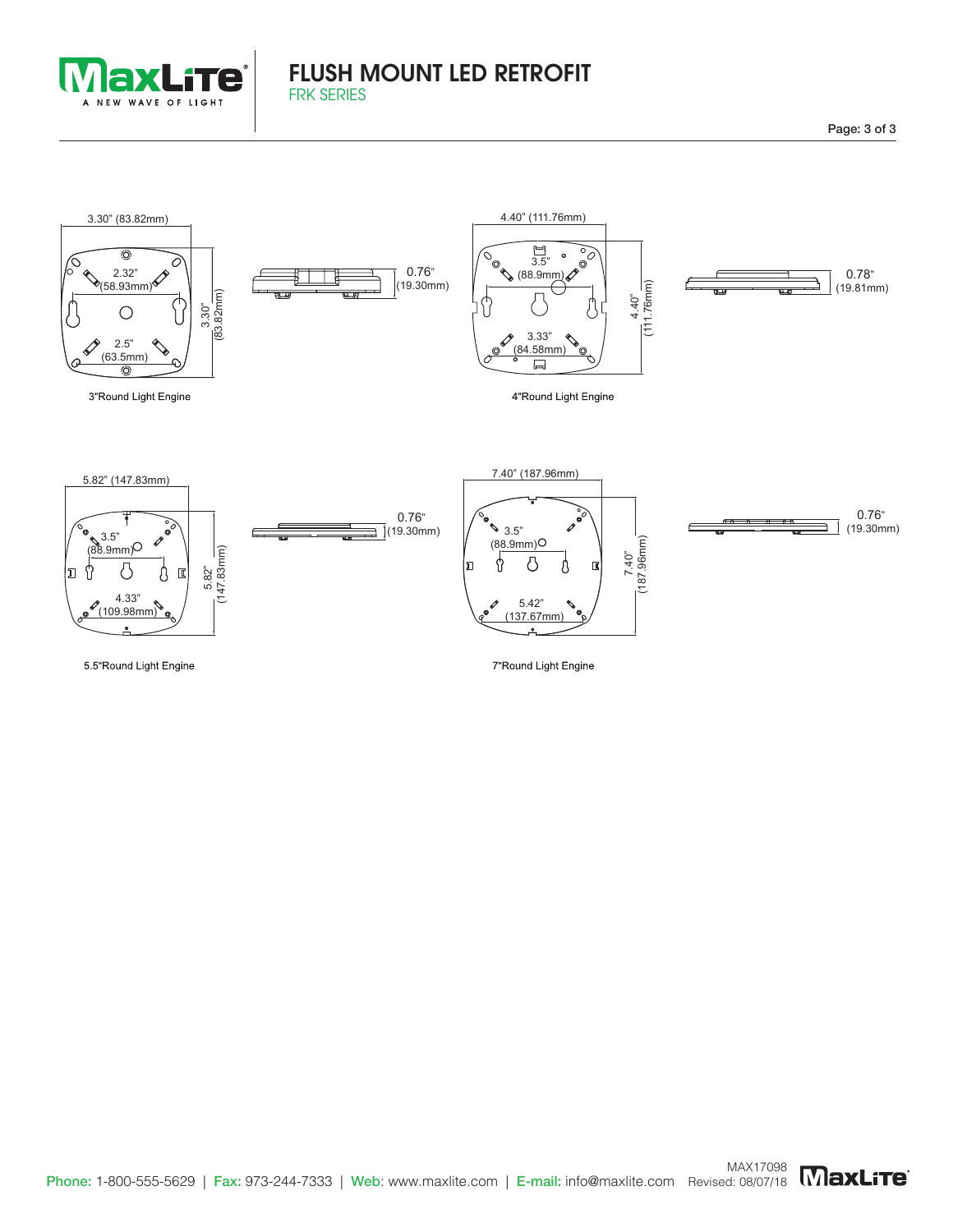# FLUSH MOUNT LED RETROFIT

FRK SERIES

3.30" (83.82mm)
2.32" (58.93mm)
3.30" (83.82mm)
2.5" (63.5mm)
0.76" (19.30mm)

3"Round Light Engine

4.40" (111.76mm)
3.5" (88.9mm)
4.40" (111.76mm)
3.33" (84.58mm)
0.78" (19.81mm)

4"Round Light Engine

5.82" (147.83mm)
3.5" (88.9mm)
5.82" (147.83mm)
4.33" (109.98mm)
0.76" (19.30mm)

5.5"Round Light Engine

7.40" (187.96mm)
3.5" (88.9mm)
7.40" (187.96mm)
5.42" (137.67mm)
0.76" (19.30mm)

7"Round Light Engine

**Phone:** 1-800-555-5629 | **Fax:** 973-244-7333 | **Web:** www.maxlite.com | **E-mail:** info@maxlite.com

MAX17098
Revised: 08/07/18